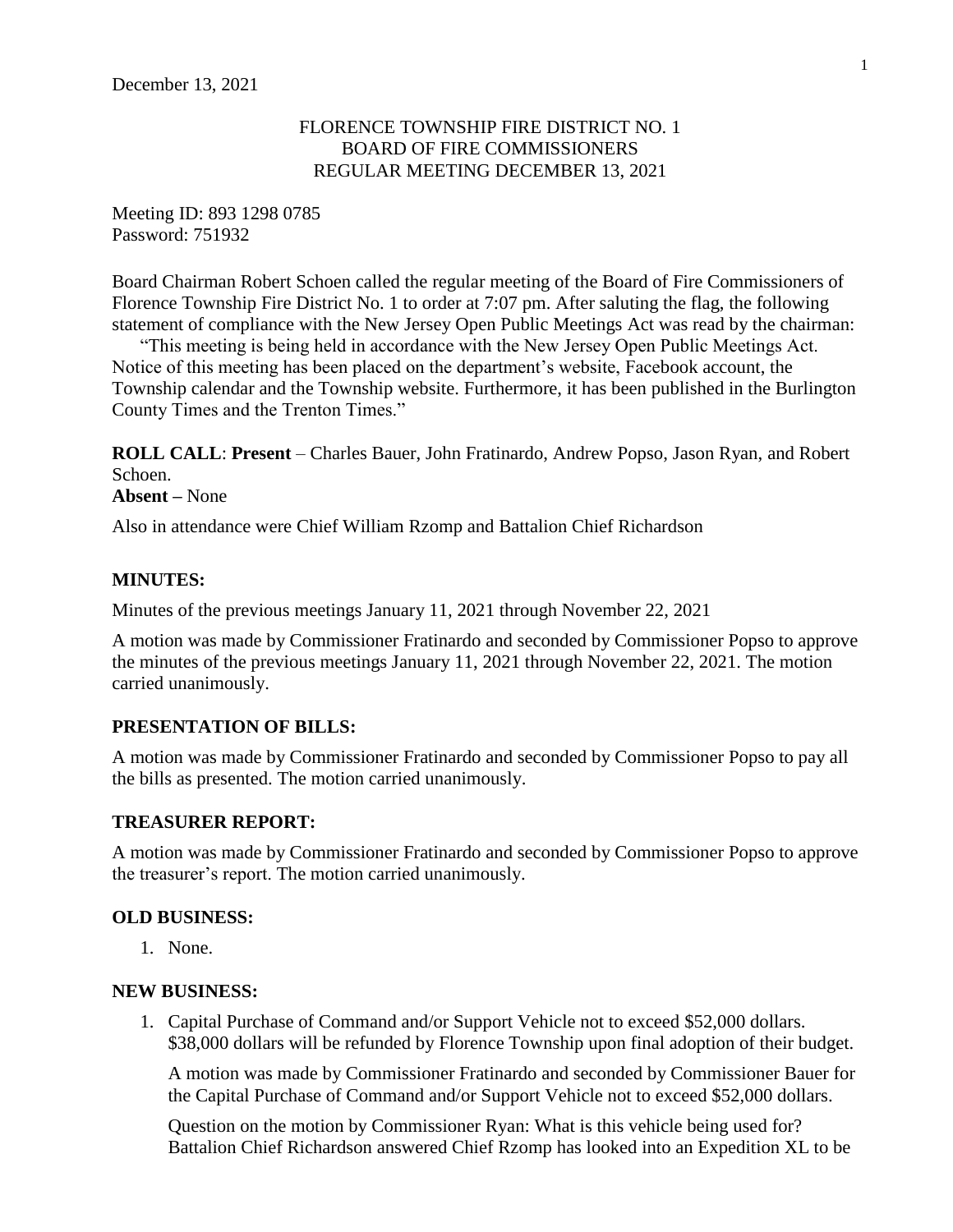December 13, 2021

FLORENCE TOWNSHIP FIRE DISTRICT NO. 1
BOARD OF FIRE COMMISSIONERS
REGULAR MEETING DECEMBER 13, 2021

Meeting ID: 893 1298 0785
Password: 751932

Board Chairman Robert Schoen called the regular meeting of the Board of Fire Commissioners of Florence Township Fire District No. 1 to order at 7:07 pm. After saluting the flag, the following statement of compliance with the New Jersey Open Public Meetings Act was read by the chairman:

"This meeting is being held in accordance with the New Jersey Open Public Meetings Act. Notice of this meeting has been placed on the department's website, Facebook account, the Township calendar and the Township website. Furthermore, it has been published in the Burlington County Times and the Trenton Times."

**ROLL CALL**: **Present** – Charles Bauer, John Fratinardo, Andrew Popso, Jason Ryan, and Robert Schoen.
**Absent –** None

Also in attendance were Chief William Rzomp and Battalion Chief Richardson

**MINUTES:**

Minutes of the previous meetings January 11, 2021 through November 22, 2021

A motion was made by Commissioner Fratinardo and seconded by Commissioner Popso to approve the minutes of the previous meetings January 11, 2021 through November 22, 2021. The motion carried unanimously.

**PRESENTATION OF BILLS:**

A motion was made by Commissioner Fratinardo and seconded by Commissioner Popso to pay all the bills as presented. The motion carried unanimously.

**TREASURER REPORT:**

A motion was made by Commissioner Fratinardo and seconded by Commissioner Popso to approve the treasurer's report. The motion carried unanimously.

**OLD BUSINESS:**

1. None.

**NEW BUSINESS:**

1. Capital Purchase of Command and/or Support Vehicle not to exceed $52,000 dollars. $38,000 dollars will be refunded by Florence Township upon final adoption of their budget.

   A motion was made by Commissioner Fratinardo and seconded by Commissioner Bauer for the Capital Purchase of Command and/or Support Vehicle not to exceed $52,000 dollars.

   Question on the motion by Commissioner Ryan: What is this vehicle being used for? Battalion Chief Richardson answered Chief Rzomp has looked into an Expedition XL to be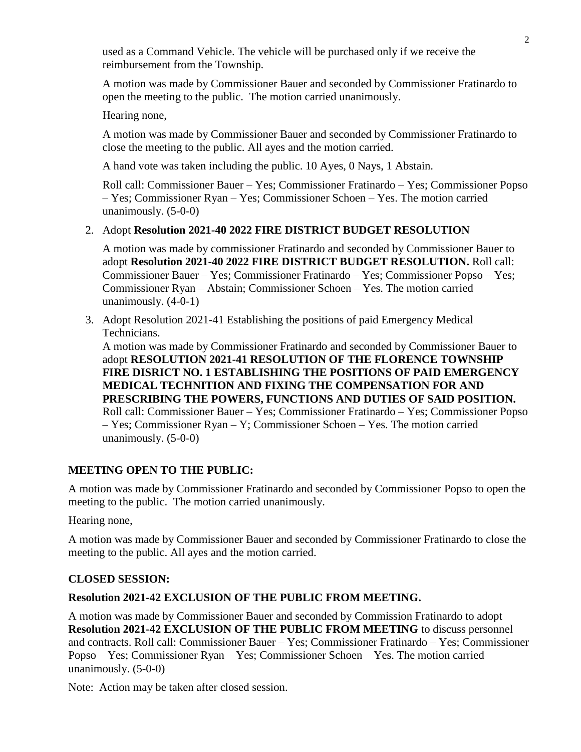used as a Command Vehicle. The vehicle will be purchased only if we receive the reimbursement from the Township.

A motion was made by Commissioner Bauer and seconded by Commissioner Fratinardo to open the meeting to the public. The motion carried unanimously.

Hearing none,

A motion was made by Commissioner Bauer and seconded by Commissioner Fratinardo to close the meeting to the public. All ayes and the motion carried.

A hand vote was taken including the public. 10 Ayes, 0 Nays, 1 Abstain.

Roll call: Commissioner Bauer – Yes; Commissioner Fratinardo – Yes; Commissioner Popso – Yes; Commissioner Ryan – Yes; Commissioner Schoen – Yes. The motion carried unanimously. (5-0-0)

2. Adopt **Resolution 2021-40 2022 FIRE DISTRICT BUDGET RESOLUTION**

   A motion was made by commissioner Fratinardo and seconded by Commissioner Bauer to adopt **Resolution 2021-40 2022 FIRE DISTRICT BUDGET RESOLUTION.** Roll call: Commissioner Bauer – Yes; Commissioner Fratinardo – Yes; Commissioner Popso – Yes; Commissioner Ryan – Abstain; Commissioner Schoen – Yes. The motion carried unanimously. (4-0-1)

3. Adopt Resolution 2021-41 Establishing the positions of paid Emergency Medical Technicians.
   A motion was made by Commissioner Fratinardo and seconded by Commissioner Bauer to adopt **RESOLUTION 2021-41 RESOLUTION OF THE FLORENCE TOWNSHIP FIRE DISRICT NO. 1 ESTABLISHING THE POSITIONS OF PAID EMERGENCY MEDICAL TECHNITION AND FIXING THE COMPENSATION FOR AND PRESCRIBING THE POWERS, FUNCTIONS AND DUTIES OF SAID POSITION.** Roll call: Commissioner Bauer – Yes; Commissioner Fratinardo – Yes; Commissioner Popso – Yes; Commissioner Ryan – Y; Commissioner Schoen – Yes. The motion carried unanimously. (5-0-0)

**MEETING OPEN TO THE PUBLIC:**

A motion was made by Commissioner Fratinardo and seconded by Commissioner Popso to open the meeting to the public. The motion carried unanimously.

Hearing none,

A motion was made by Commissioner Bauer and seconded by Commissioner Fratinardo to close the meeting to the public. All ayes and the motion carried.

**CLOSED SESSION:**

**Resolution 2021-42 EXCLUSION OF THE PUBLIC FROM MEETING.**

A motion was made by Commissioner Bauer and seconded by Commission Fratinardo to adopt **Resolution 2021-42 EXCLUSION OF THE PUBLIC FROM MEETING** to discuss personnel and contracts. Roll call: Commissioner Bauer – Yes; Commissioner Fratinardo – Yes; Commissioner Popso – Yes; Commissioner Ryan – Yes; Commissioner Schoen – Yes. The motion carried unanimously. (5-0-0)

Note: Action may be taken after closed session.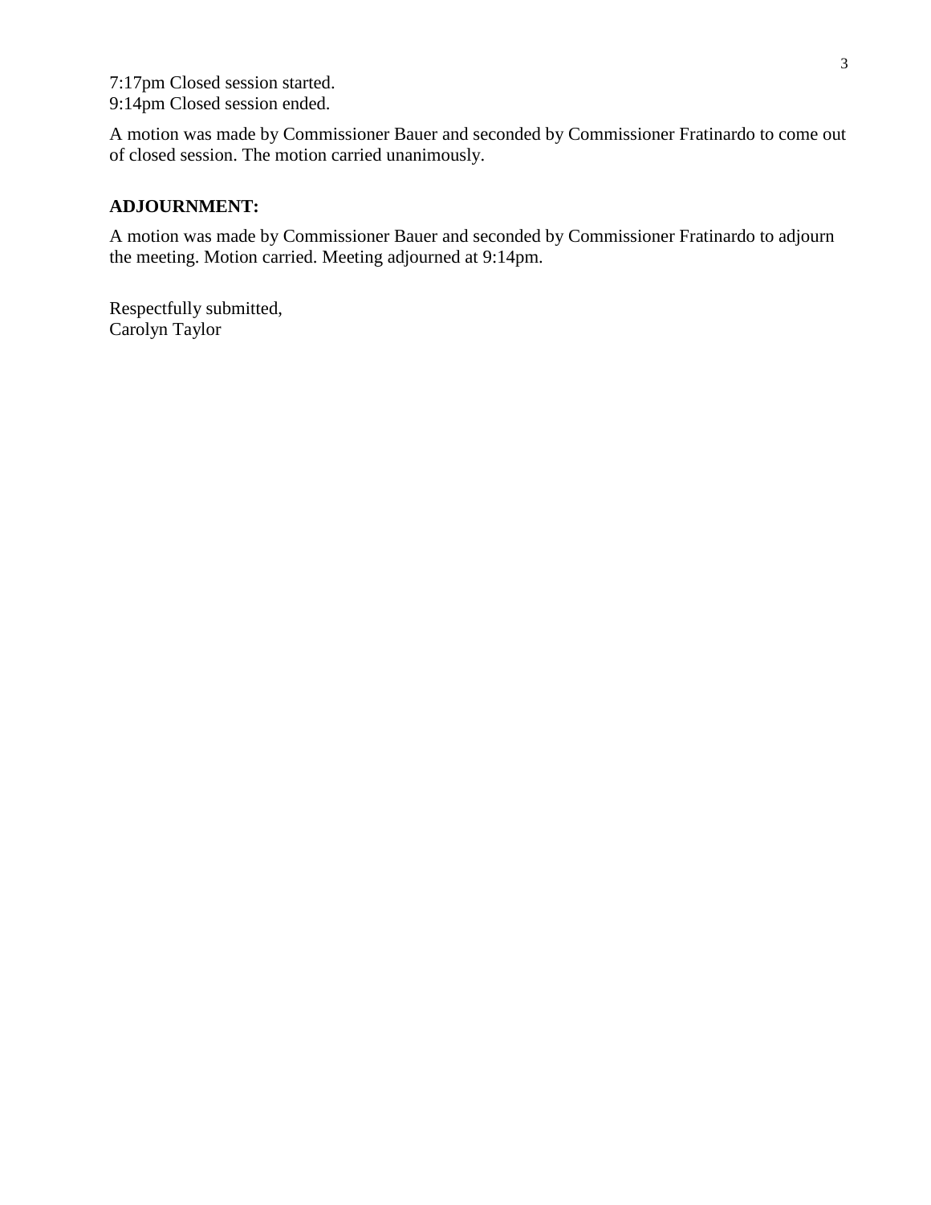7:17pm Closed session started.
9:14pm Closed session ended.

A motion was made by Commissioner Bauer and seconded by Commissioner Fratinardo to come out of closed session. The motion carried unanimously.

**ADJOURNMENT:**

A motion was made by Commissioner Bauer and seconded by Commissioner Fratinardo to adjourn the meeting. Motion carried. Meeting adjourned at 9:14pm.

Respectfully submitted,
Carolyn Taylor